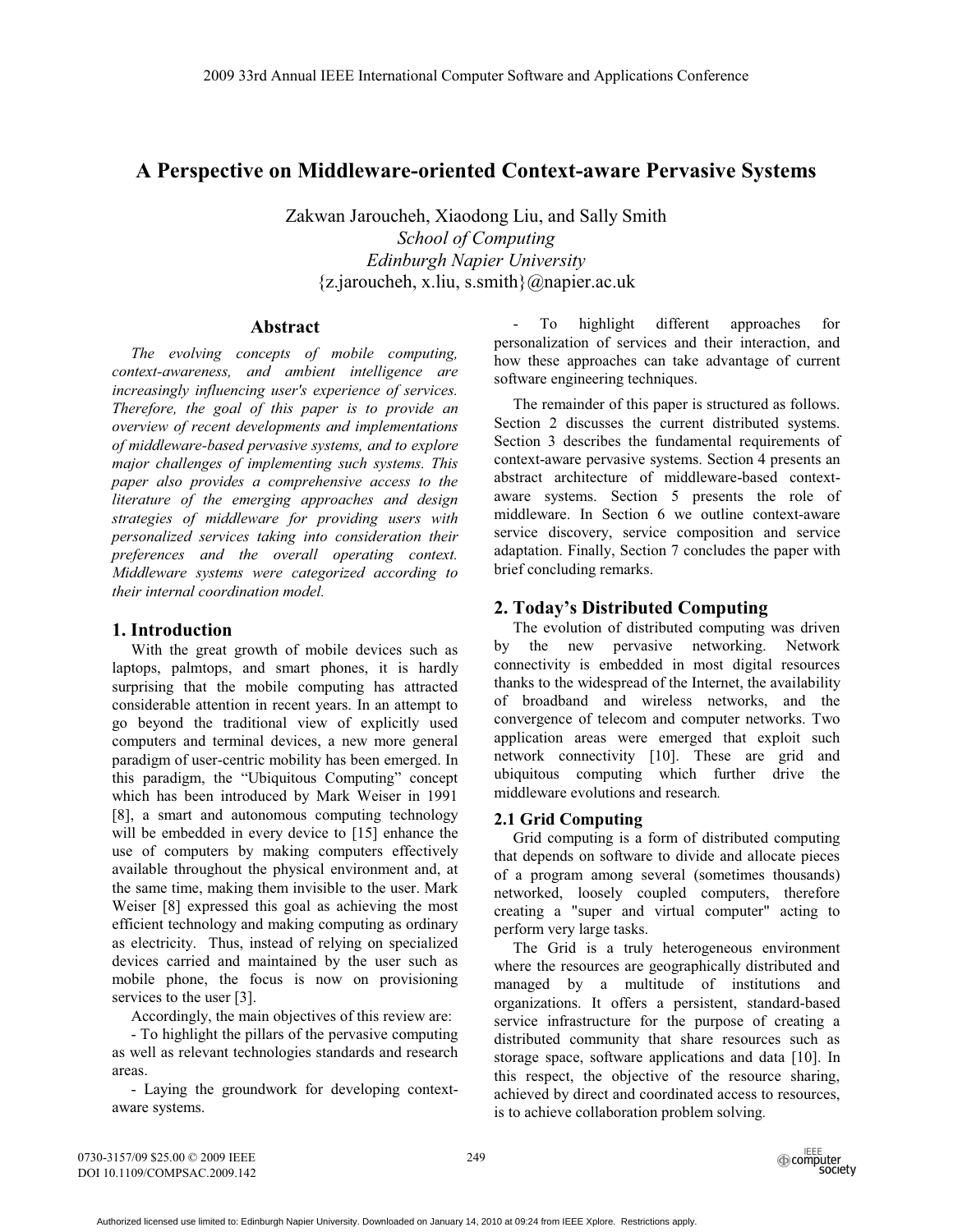# A Perspective on Middleware-oriented Context-aware Pervasive Systems

Zakwan Jaroucheh, Xiaodong Liu, and Sally Smith
*School of Computing*
*Edinburgh Napier University*
{z.jaroucheh, x.liu, s.smith}@napier.ac.uk

## Abstract

*The evolving concepts of mobile computing, context-awareness, and ambient intelligence are increasingly influencing user's experience of services. Therefore, the goal of this paper is to provide an overview of recent developments and implementations of middleware-based pervasive systems, and to explore major challenges of implementing such systems. This paper also provides a comprehensive access to the literature of the emerging approaches and design strategies of middleware for providing users with personalized services taking into consideration their preferences and the overall operating context. Middleware systems were categorized according to their internal coordination model.*

## 1. Introduction

With the great growth of mobile devices such as laptops, palmtops, and smart phones, it is hardly surprising that the mobile computing has attracted considerable attention in recent years. In an attempt to go beyond the traditional view of explicitly used computers and terminal devices, a new more general paradigm of user-centric mobility has been emerged. In this paradigm, the "Ubiquitous Computing" concept which has been introduced by Mark Weiser in 1991 [8], a smart and autonomous computing technology will be embedded in every device to [15] enhance the use of computers by making computers effectively available throughout the physical environment and, at the same time, making them invisible to the user. Mark Weiser [8] expressed this goal as achieving the most efficient technology and making computing as ordinary as electricity. Thus, instead of relying on specialized devices carried and maintained by the user such as mobile phone, the focus is now on provisioning services to the user [3].

Accordingly, the main objectives of this review are:

- To highlight the pillars of the pervasive computing as well as relevant technologies standards and research areas.
- Laying the groundwork for developing context-aware systems.
- To highlight different approaches for personalization of services and their interaction, and how these approaches can take advantage of current software engineering techniques.

The remainder of this paper is structured as follows. Section 2 discusses the current distributed systems. Section 3 describes the fundamental requirements of context-aware pervasive systems. Section 4 presents an abstract architecture of middleware-based context-aware systems. Section 5 presents the role of middleware. In Section 6 we outline context-aware service discovery, service composition and service adaptation. Finally, Section 7 concludes the paper with brief concluding remarks.

## 2. Today's Distributed Computing

The evolution of distributed computing was driven by the new pervasive networking. Network connectivity is embedded in most digital resources thanks to the widespread of the Internet, the availability of broadband and wireless networks, and the convergence of telecom and computer networks. Two application areas were emerged that exploit such network connectivity [10]. These are grid and ubiquitous computing which further drive the middleware evolutions and research.

### 2.1 Grid Computing

Grid computing is a form of distributed computing that depends on software to divide and allocate pieces of a program among several (sometimes thousands) networked, loosely coupled computers, therefore creating a "super and virtual computer" acting to perform very large tasks.

The Grid is a truly heterogeneous environment where the resources are geographically distributed and managed by a multitude of institutions and organizations. It offers a persistent, standard-based service infrastructure for the purpose of creating a distributed community that share resources such as storage space, software applications and data [10]. In this respect, the objective of the resource sharing, achieved by direct and coordinated access to resources, is to achieve collaboration problem solving.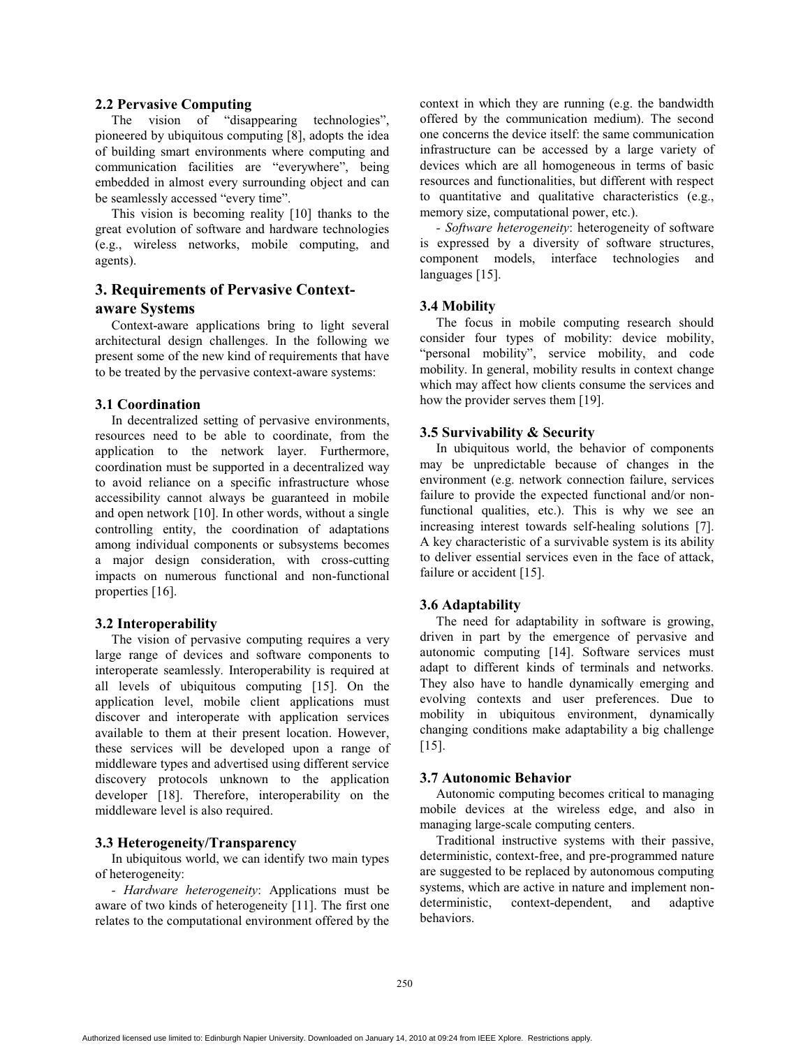### 2.2 Pervasive Computing

The vision of "disappearing technologies", pioneered by ubiquitous computing [8], adopts the idea of building smart environments where computing and communication facilities are "everywhere", being embedded in almost every surrounding object and can be seamlessly accessed "every time".

This vision is becoming reality [10] thanks to the great evolution of software and hardware technologies (e.g., wireless networks, mobile computing, and agents).

## 3. Requirements of Pervasive Context-aware Systems

Context-aware applications bring to light several architectural design challenges. In the following we present some of the new kind of requirements that have to be treated by the pervasive context-aware systems:

### 3.1 Coordination

In decentralized setting of pervasive environments, resources need to be able to coordinate, from the application to the network layer. Furthermore, coordination must be supported in a decentralized way to avoid reliance on a specific infrastructure whose accessibility cannot always be guaranteed in mobile and open network [10]. In other words, without a single controlling entity, the coordination of adaptations among individual components or subsystems becomes a major design consideration, with cross-cutting impacts on numerous functional and non-functional properties [16].

### 3.2 Interoperability

The vision of pervasive computing requires a very large range of devices and software components to interoperate seamlessly. Interoperability is required at all levels of ubiquitous computing [15]. On the application level, mobile client applications must discover and interoperate with application services available to them at their present location. However, these services will be developed upon a range of middleware types and advertised using different service discovery protocols unknown to the application developer [18]. Therefore, interoperability on the middleware level is also required.

### 3.3 Heterogeneity/Transparency

In ubiquitous world, we can identify two main types of heterogeneity:

- *Hardware heterogeneity*: Applications must be aware of two kinds of heterogeneity [11]. The first one relates to the computational environment offered by the context in which they are running (e.g. the bandwidth offered by the communication medium). The second one concerns the device itself: the same communication infrastructure can be accessed by a large variety of devices which are all homogeneous in terms of basic resources and functionalities, but different with respect to quantitative and qualitative characteristics (e.g., memory size, computational power, etc.).

- *Software heterogeneity*: heterogeneity of software is expressed by a diversity of software structures, component models, interface technologies and languages [15].

### 3.4 Mobility

The focus in mobile computing research should consider four types of mobility: device mobility, "personal mobility", service mobility, and code mobility. In general, mobility results in context change which may affect how clients consume the services and how the provider serves them [19].

### 3.5 Survivability & Security

In ubiquitous world, the behavior of components may be unpredictable because of changes in the environment (e.g. network connection failure, services failure to provide the expected functional and/or non-functional qualities, etc.). This is why we see an increasing interest towards self-healing solutions [7]. A key characteristic of a survivable system is its ability to deliver essential services even in the face of attack, failure or accident [15].

### 3.6 Adaptability

The need for adaptability in software is growing, driven in part by the emergence of pervasive and autonomic computing [14]. Software services must adapt to different kinds of terminals and networks. They also have to handle dynamically emerging and evolving contexts and user preferences. Due to mobility in ubiquitous environment, dynamically changing conditions make adaptability a big challenge [15].

### 3.7 Autonomic Behavior

Autonomic computing becomes critical to managing mobile devices at the wireless edge, and also in managing large-scale computing centers.

Traditional instructive systems with their passive, deterministic, context-free, and pre-programmed nature are suggested to be replaced by autonomous computing systems, which are active in nature and implement non-deterministic, context-dependent, and adaptive behaviors.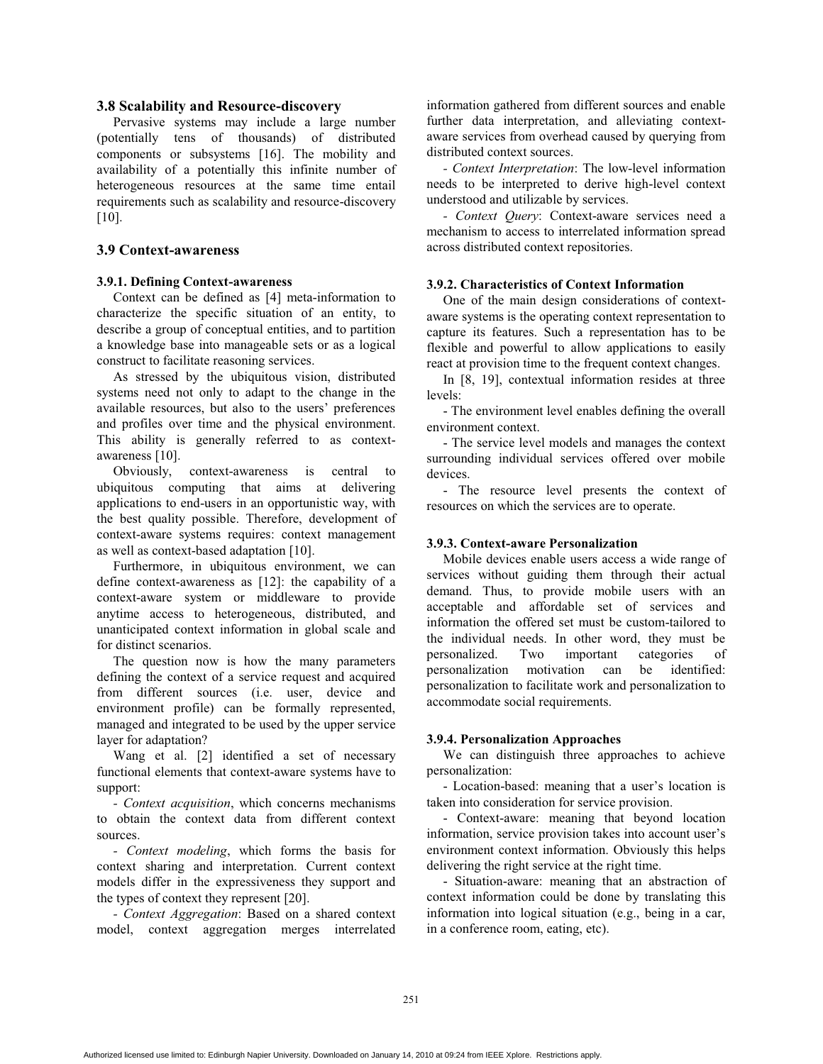### 3.8 Scalability and Resource-discovery

Pervasive systems may include a large number (potentially tens of thousands) of distributed components or subsystems [16]. The mobility and availability of a potentially this infinite number of heterogeneous resources at the same time entail requirements such as scalability and resource-discovery [10].

### 3.9 Context-awareness

#### 3.9.1. Defining Context-awareness

Context can be defined as [4] meta-information to characterize the specific situation of an entity, to describe a group of conceptual entities, and to partition a knowledge base into manageable sets or as a logical construct to facilitate reasoning services.

As stressed by the ubiquitous vision, distributed systems need not only to adapt to the change in the available resources, but also to the users' preferences and profiles over time and the physical environment. This ability is generally referred to as context-awareness [10].

Obviously, context-awareness is central to ubiquitous computing that aims at delivering applications to end-users in an opportunistic way, with the best quality possible. Therefore, development of context-aware systems requires: context management as well as context-based adaptation [10].

Furthermore, in ubiquitous environment, we can define context-awareness as [12]: the capability of a context-aware system or middleware to provide anytime access to heterogeneous, distributed, and unanticipated context information in global scale and for distinct scenarios.

The question now is how the many parameters defining the context of a service request and acquired from different sources (i.e. user, device and environment profile) can be formally represented, managed and integrated to be used by the upper service layer for adaptation?

Wang et al. [2] identified a set of necessary functional elements that context-aware systems have to support:

- *Context acquisition*, which concerns mechanisms to obtain the context data from different context sources.

- *Context modeling*, which forms the basis for context sharing and interpretation. Current context models differ in the expressiveness they support and the types of context they represent [20].

- *Context Aggregation*: Based on a shared context model, context aggregation merges interrelated information gathered from different sources and enable further data interpretation, and alleviating context-aware services from overhead caused by querying from distributed context sources.

- *Context Interpretation*: The low-level information needs to be interpreted to derive high-level context understood and utilizable by services.

- *Context Query*: Context-aware services need a mechanism to access to interrelated information spread across distributed context repositories.

#### 3.9.2. Characteristics of Context Information

One of the main design considerations of context-aware systems is the operating context representation to capture its features. Such a representation has to be flexible and powerful to allow applications to easily react at provision time to the frequent context changes.

In [8, 19], contextual information resides at three levels:

- The environment level enables defining the overall environment context.

- The service level models and manages the context surrounding individual services offered over mobile devices.

- The resource level presents the context of resources on which the services are to operate.

#### 3.9.3. Context-aware Personalization

Mobile devices enable users access a wide range of services without guiding them through their actual demand. Thus, to provide mobile users with an acceptable and affordable set of services and information the offered set must be custom-tailored to the individual needs. In other word, they must be personalized. Two important categories of personalization motivation can be identified: personalization to facilitate work and personalization to accommodate social requirements.

#### 3.9.4. Personalization Approaches

We can distinguish three approaches to achieve personalization:

- Location-based: meaning that a user's location is taken into consideration for service provision.

- Context-aware: meaning that beyond location information, service provision takes into account user's environment context information. Obviously this helps delivering the right service at the right time.

- Situation-aware: meaning that an abstraction of context information could be done by translating this information into logical situation (e.g., being in a car, in a conference room, eating, etc).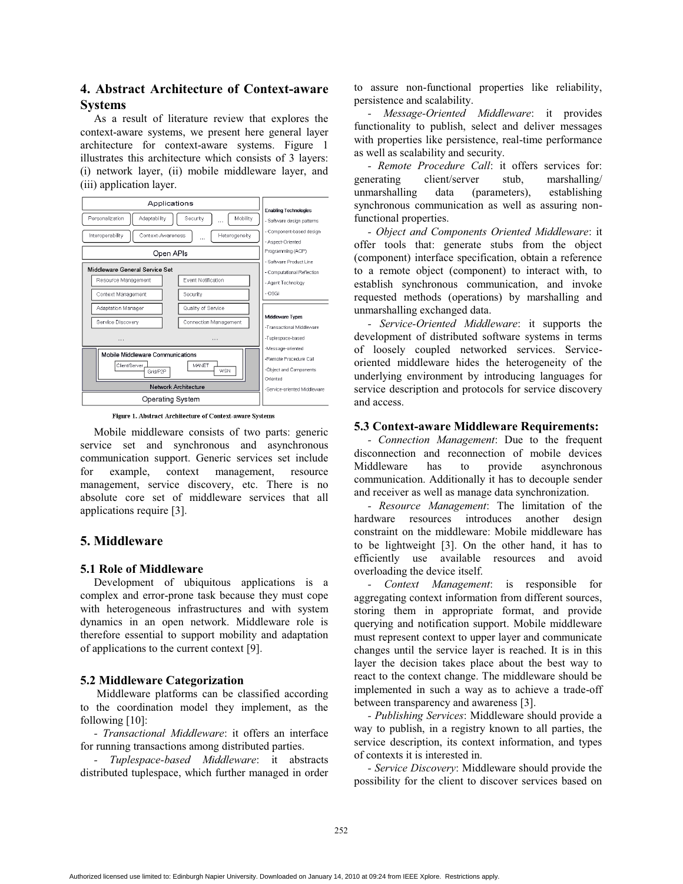## 4. Abstract Architecture of Context-aware Systems

As a result of literature review that explores the context-aware systems, we present here general layer architecture for context-aware systems. Figure 1 illustrates this architecture which consists of 3 layers: (i) network layer, (ii) mobile middleware layer, and (iii) application layer.

Figure 1. Abstract Architecture of Context-aware Systems

Mobile middleware consists of two parts: generic service set and synchronous and asynchronous communication support. Generic services set include for example, context management, resource management, service discovery, etc. There is no absolute core set of middleware services that all applications require [3].

## 5. Middleware

### 5.1 Role of Middleware

Development of ubiquitous applications is a complex and error-prone task because they must cope with heterogeneous infrastructures and with system dynamics in an open network. Middleware role is therefore essential to support mobility and adaptation of applications to the current context [9].

### 5.2 Middleware Categorization

Middleware platforms can be classified according to the coordination model they implement, as the following [10]:

- *Transactional Middleware*: it offers an interface for running transactions among distributed parties.

- *Tuplespace-based Middleware*: it abstracts distributed tuplespace, which further managed in order to assure non-functional properties like reliability, persistence and scalability.

- *Message-Oriented Middleware*: it provides functionality to publish, select and deliver messages with properties like persistence, real-time performance as well as scalability and security.

- *Remote Procedure Call*: it offers services for: generating client/server stub, marshalling/ unmarshalling data (parameters), establishing synchronous communication as well as assuring non-functional properties.

- *Object and Components Oriented Middleware*: it offer tools that: generate stubs from the object (component) interface specification, obtain a reference to a remote object (component) to interact with, to establish synchronous communication, and invoke requested methods (operations) by marshalling and unmarshalling exchanged data.

- *Service-Oriented Middleware*: it supports the development of distributed software systems in terms of loosely coupled networked services. Service-oriented middleware hides the heterogeneity of the underlying environment by introducing languages for service description and protocols for service discovery and access.

### 5.3 Context-aware Middleware Requirements:

- *Connection Management*: Due to the frequent disconnection and reconnection of mobile devices Middleware has to provide asynchronous communication. Additionally it has to decouple sender and receiver as well as manage data synchronization.

- *Resource Management*: The limitation of the hardware resources introduces another design constraint on the middleware: Mobile middleware has to be lightweight [3]. On the other hand, it has to efficiently use available resources and avoid overloading the device itself.

- *Context Management*: is responsible for aggregating context information from different sources, storing them in appropriate format, and provide querying and notification support. Mobile middleware must represent context to upper layer and communicate changes until the service layer is reached. It is in this layer the decision takes place about the best way to react to the context change. The middleware should be implemented in such a way as to achieve a trade-off between transparency and awareness [3].

- *Publishing Services*: Middleware should provide a way to publish, in a registry known to all parties, the service description, its context information, and types of contexts it is interested in.

- *Service Discovery*: Middleware should provide the possibility for the client to discover services based on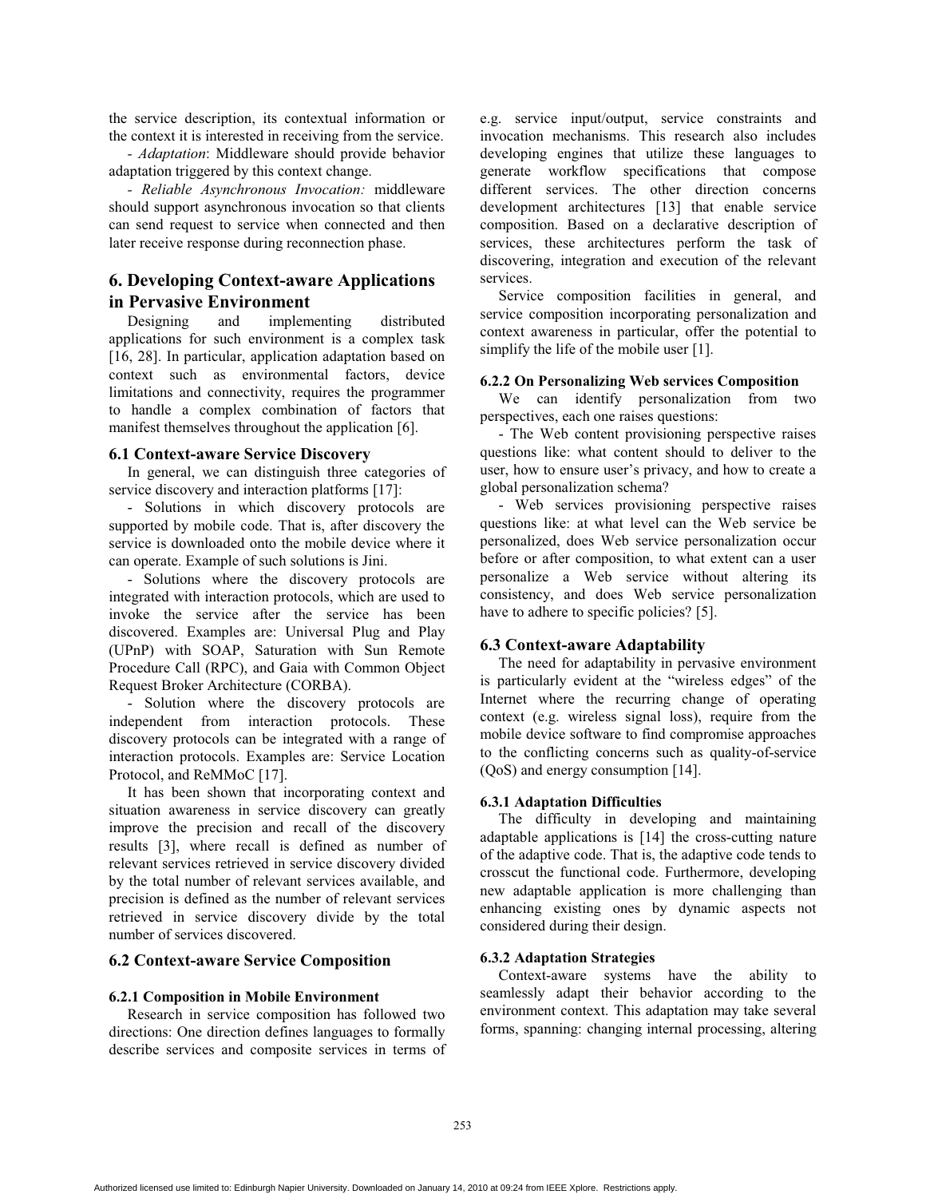the service description, its contextual information or the context it is interested in receiving from the service.

- *Adaptation*: Middleware should provide behavior adaptation triggered by this context change.

- *Reliable Asynchronous Invocation:* middleware should support asynchronous invocation so that clients can send request to service when connected and then later receive response during reconnection phase.

## 6. Developing Context-aware Applications in Pervasive Environment

Designing and implementing distributed applications for such environment is a complex task [16, 28]. In particular, application adaptation based on context such as environmental factors, device limitations and connectivity, requires the programmer to handle a complex combination of factors that manifest themselves throughout the application [6].

### 6.1 Context-aware Service Discovery

In general, we can distinguish three categories of service discovery and interaction platforms [17]:

- Solutions in which discovery protocols are supported by mobile code. That is, after discovery the service is downloaded onto the mobile device where it can operate. Example of such solutions is Jini.

- Solutions where the discovery protocols are integrated with interaction protocols, which are used to invoke the service after the service has been discovered. Examples are: Universal Plug and Play (UPnP) with SOAP, Saturation with Sun Remote Procedure Call (RPC), and Gaia with Common Object Request Broker Architecture (CORBA).

- Solution where the discovery protocols are independent from interaction protocols. These discovery protocols can be integrated with a range of interaction protocols. Examples are: Service Location Protocol, and ReMMoC [17].

It has been shown that incorporating context and situation awareness in service discovery can greatly improve the precision and recall of the discovery results [3], where recall is defined as number of relevant services retrieved in service discovery divided by the total number of relevant services available, and precision is defined as the number of relevant services retrieved in service discovery divide by the total number of services discovered.

### 6.2 Context-aware Service Composition

#### 6.2.1 Composition in Mobile Environment

Research in service composition has followed two directions: One direction defines languages to formally describe services and composite services in terms of e.g. service input/output, service constraints and invocation mechanisms. This research also includes developing engines that utilize these languages to generate workflow specifications that compose different services. The other direction concerns development architectures [13] that enable service composition. Based on a declarative description of services, these architectures perform the task of discovering, integration and execution of the relevant services.

Service composition facilities in general, and service composition incorporating personalization and context awareness in particular, offer the potential to simplify the life of the mobile user [1].

#### 6.2.2 On Personalizing Web services Composition

We can identify personalization from two perspectives, each one raises questions:

- The Web content provisioning perspective raises questions like: what content should to deliver to the user, how to ensure user's privacy, and how to create a global personalization schema?

- Web services provisioning perspective raises questions like: at what level can the Web service be personalized, does Web service personalization occur before or after composition, to what extent can a user personalize a Web service without altering its consistency, and does Web service personalization have to adhere to specific policies? [5].

### 6.3 Context-aware Adaptability

The need for adaptability in pervasive environment is particularly evident at the "wireless edges" of the Internet where the recurring change of operating context (e.g. wireless signal loss), require from the mobile device software to find compromise approaches to the conflicting concerns such as quality-of-service (QoS) and energy consumption [14].

#### 6.3.1 Adaptation Difficulties

The difficulty in developing and maintaining adaptable applications is [14] the cross-cutting nature of the adaptive code. That is, the adaptive code tends to crosscut the functional code. Furthermore, developing new adaptable application is more challenging than enhancing existing ones by dynamic aspects not considered during their design.

#### 6.3.2 Adaptation Strategies

Context-aware systems have the ability to seamlessly adapt their behavior according to the environment context. This adaptation may take several forms, spanning: changing internal processing, altering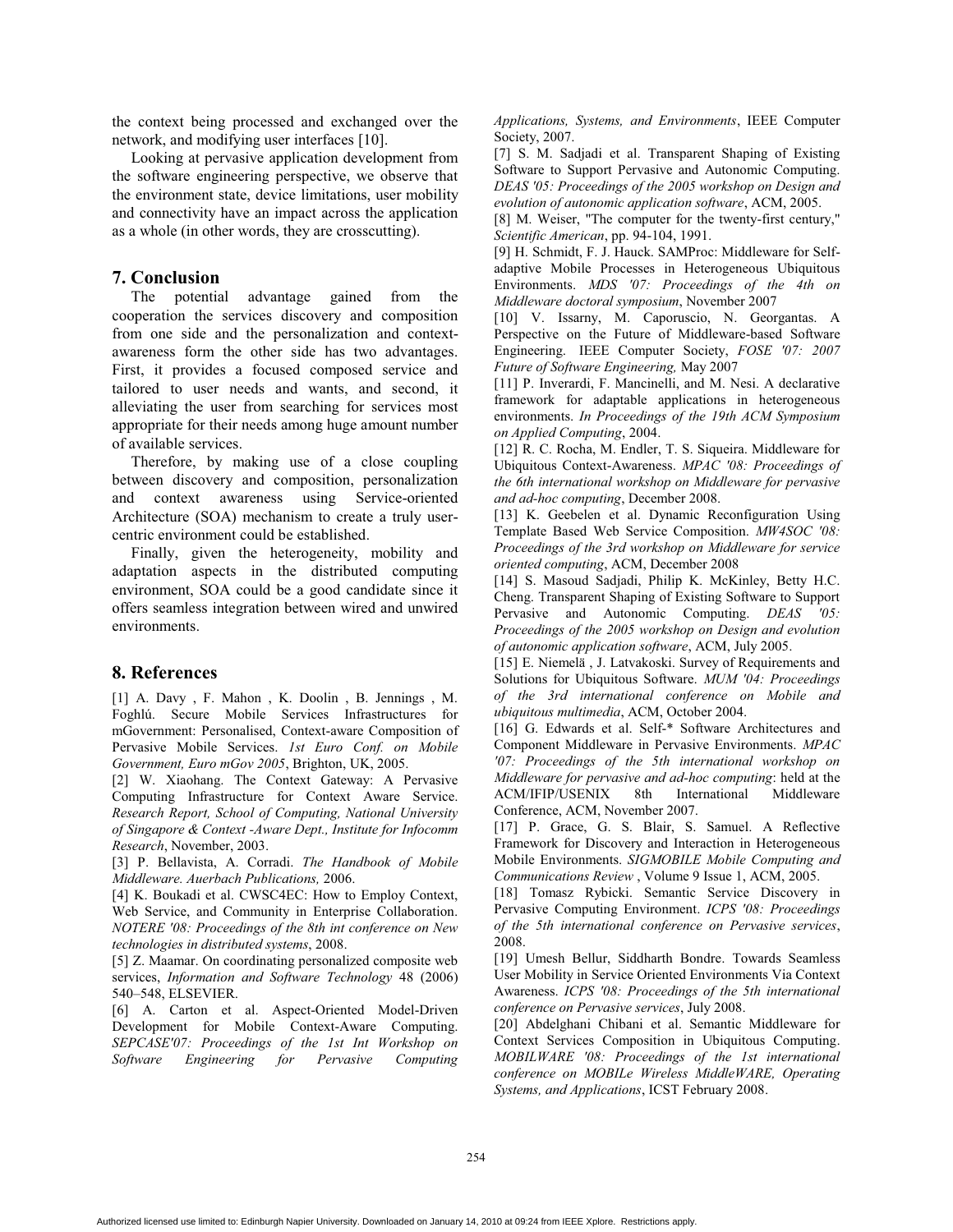the context being processed and exchanged over the network, and modifying user interfaces [10].

Looking at pervasive application development from the software engineering perspective, we observe that the environment state, device limitations, user mobility and connectivity have an impact across the application as a whole (in other words, they are crosscutting).

## 7. Conclusion

The potential advantage gained from the cooperation the services discovery and composition from one side and the personalization and context-awareness form the other side has two advantages. First, it provides a focused composed service and tailored to user needs and wants, and second, it alleviating the user from searching for services most appropriate for their needs among huge amount number of available services.

Therefore, by making use of a close coupling between discovery and composition, personalization and context awareness using Service-oriented Architecture (SOA) mechanism to create a truly user-centric environment could be established.

Finally, given the heterogeneity, mobility and adaptation aspects in the distributed computing environment, SOA could be a good candidate since it offers seamless integration between wired and unwired environments.

## 8. References

[1] A. Davy , F. Mahon , K. Doolin , B. Jennings , M. Foghlú. Secure Mobile Services Infrastructures for mGovernment: Personalised, Context-aware Composition of Pervasive Mobile Services. *1st Euro Conf. on Mobile Government, Euro mGov 2005*, Brighton, UK, 2005.

[2] W. Xiaohang. The Context Gateway: A Pervasive Computing Infrastructure for Context Aware Service. *Research Report, School of Computing, National University of Singapore & Context -Aware Dept., Institute for Infocomm Research*, November, 2003.

[3] P. Bellavista, A. Corradi. *The Handbook of Mobile Middleware. Auerbach Publications,* 2006.

[4] K. Boukadi et al. CWSC4EC: How to Employ Context, Web Service, and Community in Enterprise Collaboration. *NOTERE '08: Proceedings of the 8th int conference on New technologies in distributed systems*, 2008.

[5] Z. Maamar. On coordinating personalized composite web services, *Information and Software Technology* 48 (2006) 540–548, ELSEVIER.

[6] A. Carton et al. Aspect-Oriented Model-Driven Development for Mobile Context-Aware Computing. *SEPCASE'07: Proceedings of the 1st Int Workshop on Software Engineering for Pervasive Computing Applications, Systems, and Environments*, IEEE Computer Society, 2007.

[7] S. M. Sadjadi et al. Transparent Shaping of Existing Software to Support Pervasive and Autonomic Computing. *DEAS '05: Proceedings of the 2005 workshop on Design and evolution of autonomic application software*, ACM, 2005.

[8] M. Weiser, "The computer for the twenty-first century," *Scientific American*, pp. 94-104, 1991.

[9] H. Schmidt, F. J. Hauck. SAMProc: Middleware for Self-adaptive Mobile Processes in Heterogeneous Ubiquitous Environments. *MDS '07: Proceedings of the 4th on Middleware doctoral symposium*, November 2007

[10] V. Issarny, M. Caporuscio, N. Georgantas. A Perspective on the Future of Middleware-based Software Engineering. IEEE Computer Society, *FOSE '07: 2007 Future of Software Engineering,* May 2007

[11] P. Inverardi, F. Mancinelli, and M. Nesi. A declarative framework for adaptable applications in heterogeneous environments. *In Proceedings of the 19th ACM Symposium on Applied Computing*, 2004.

[12] R. C. Rocha, M. Endler, T. S. Siqueira. Middleware for Ubiquitous Context-Awareness. *MPAC '08: Proceedings of the 6th international workshop on Middleware for pervasive and ad-hoc computing*, December 2008.

[13] K. Geebelen et al. Dynamic Reconfiguration Using Template Based Web Service Composition. *MW4SOC '08: Proceedings of the 3rd workshop on Middleware for service oriented computing*, ACM, December 2008

[14] S. Masoud Sadjadi, Philip K. McKinley, Betty H.C. Cheng. Transparent Shaping of Existing Software to Support Pervasive and Autonomic Computing. *DEAS '05: Proceedings of the 2005 workshop on Design and evolution of autonomic application software*, ACM, July 2005.

[15] E. Niemelä , J. Latvakoski. Survey of Requirements and Solutions for Ubiquitous Software. *MUM '04: Proceedings of the 3rd international conference on Mobile and ubiquitous multimedia*, ACM, October 2004.

[16] G. Edwards et al. Self-* Software Architectures and Component Middleware in Pervasive Environments. *MPAC '07: Proceedings of the 5th international workshop on Middleware for pervasive and ad-hoc computing*: held at the ACM/IFIP/USENIX 8th International Middleware Conference, ACM, November 2007.

[17] P. Grace, G. S. Blair, S. Samuel. A Reflective Framework for Discovery and Interaction in Heterogeneous Mobile Environments. *SIGMOBILE Mobile Computing and Communications Review* , Volume 9 Issue 1, ACM, 2005.

[18] Tomasz Rybicki. Semantic Service Discovery in Pervasive Computing Environment. *ICPS '08: Proceedings of the 5th international conference on Pervasive services*, 2008.

[19] Umesh Bellur, Siddharth Bondre. Towards Seamless User Mobility in Service Oriented Environments Via Context Awareness. *ICPS '08: Proceedings of the 5th international conference on Pervasive services*, July 2008.

[20] Abdelghani Chibani et al. Semantic Middleware for Context Services Composition in Ubiquitous Computing. *MOBILWARE '08: Proceedings of the 1st international conference on MOBILe Wireless MiddleWARE, Operating Systems, and Applications*, ICST February 2008.